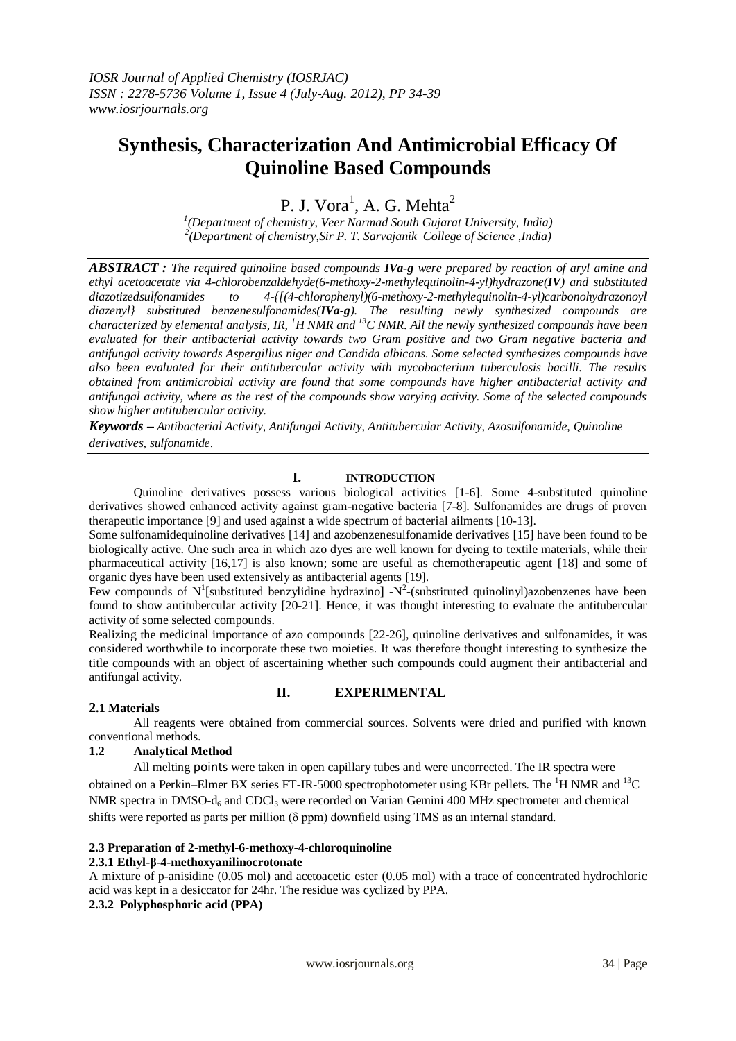# Synthesis, Characterization And Antimicrobial Efficacy Of Quinoline Based Compounds

P. J. Vora[1], A. G. Mehta[2]

[1](Department of chemistry, Veer Narmad South Gujarat University, India)
[2](Department of chemistry,Sir P. T. Sarvajanik College of Science ,India)

***ABSTRACT :*** *The required quinoline based compounds **IVa-g** were prepared by reaction of aryl amine and ethyl acetoacetate via 4-chlorobenzaldehyde(6-methoxy-2-methylequinolin-4-yl)hydrazone(**IV**) and substituted diazotizedsulfonamides to 4-{[(4-chlorophenyl)(6-methoxy-2-methylequinolin-4-yl)carbonohydrazonoyl diazenyl} substituted benzenesulfonamides(**IVa-g**). The resulting newly synthesized compounds are characterized by elemental analysis, IR, $^1H$ NMR and $^{13}C$ NMR. All the newly synthesized compounds have been evaluated for their antibacterial activity towards two Gram positive and two Gram negative bacteria and antifungal activity towards Aspergillus niger and Candida albicans. Some selected synthesizes compounds have also been evaluated for their antitubercular activity with mycobacterium tuberculosis bacilli. The results obtained from antimicrobial activity are found that some compounds have higher antibacterial activity and antifungal activity, where as the rest of the compounds show varying activity. Some of the selected compounds show higher antitubercular activity.*

***Keywords** – Antibacterial Activity, Antifungal Activity, Antitubercular Activity, Azosulfonamide, Quinoline derivatives, sulfonamide.*

## I. INTRODUCTION

Quinoline derivatives possess various biological activities [1-6]. Some 4-substituted quinoline derivatives showed enhanced activity against gram-negative bacteria [7-8]. Sulfonamides are drugs of proven therapeutic importance [9] and used against a wide spectrum of bacterial ailments [10-13].

Some sulfonamidequinoline derivatives [14] and azobenzenesulfonamide derivatives [15] have been found to be biologically active. One such area in which azo dyes are well known for dyeing to textile materials, while their pharmaceutical activity [16,17] is also known; some are useful as chemotherapeutic agent [18] and some of organic dyes have been used extensively as antibacterial agents [19].

Few compounds of $N^1$[substituted benzylidine hydrazino] -$N^2$-(substituted quinolinyl)azobenzenes have been found to show antitubercular activity [20-21]. Hence, it was thought interesting to evaluate the antitubercular activity of some selected compounds.

Realizing the medicinal importance of azo compounds [22-26], quinoline derivatives and sulfonamides, it was considered worthwhile to incorporate these two moieties. It was therefore thought interesting to synthesize the title compounds with an object of ascertaining whether such compounds could augment their antibacterial and antifungal activity.

## II. EXPERIMENTAL

### 2.1 Materials

All reagents were obtained from commercial sources. Solvents were dried and purified with known conventional methods.

### 1.2 Analytical Method

All melting points were taken in open capillary tubes and were uncorrected. The IR spectra were obtained on a Perkin–Elmer BX series FT-IR-5000 spectrophotometer using KBr pellets. The $^1H$ NMR and $^{13}C$ NMR spectra in DMSO-$d_6$ and $CDCl_3$ were recorded on Varian Gemini 400 MHz spectrometer and chemical shifts were reported as parts per million (δ ppm) downfield using TMS as an internal standard.

### 2.3 Preparation of 2-methyl-6-methoxy-4-chloroquinoline

#### 2.3.1 Ethyl-β-4-methoxyanilinocrotonate

A mixture of p-anisidine (0.05 mol) and acetoacetic ester (0.05 mol) with a trace of concentrated hydrochloric acid was kept in a desiccator for 24hr. The residue was cyclized by PPA.

#### 2.3.2 Polyphosphoric acid (PPA)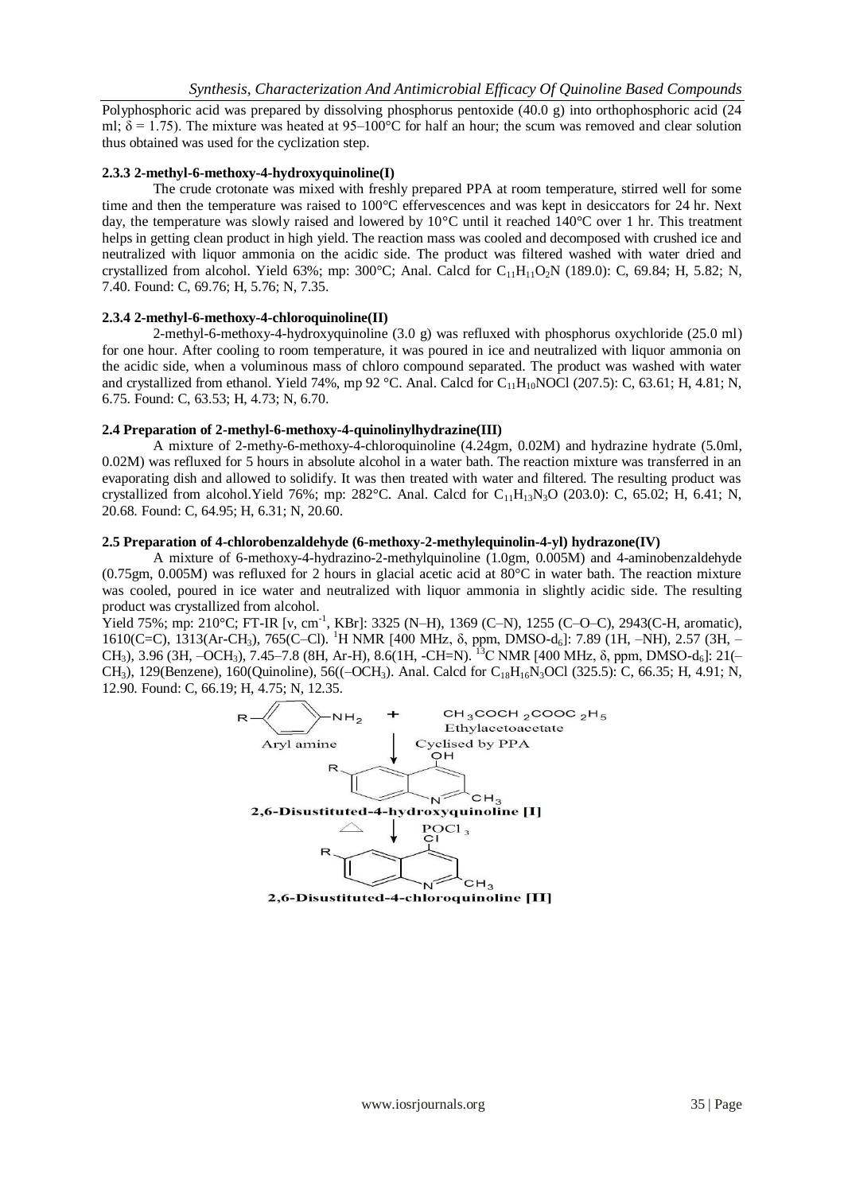Polyphosphoric acid was prepared by dissolving phosphorus pentoxide (40.0 g) into orthophosphoric acid (24 ml; δ = 1.75). The mixture was heated at 95–100°C for half an hour; the scum was removed and clear solution thus obtained was used for the cyclization step.

### 2.3.3 2-methyl-6-methoxy-4-hydroxyquinoline(I)

The crude crotonate was mixed with freshly prepared PPA at room temperature, stirred well for some time and then the temperature was raised to 100°C effervescences and was kept in desiccators for 24 hr. Next day, the temperature was slowly raised and lowered by 10°C until it reached 140°C over 1 hr. This treatment helps in getting clean product in high yield. The reaction mass was cooled and decomposed with crushed ice and neutralized with liquor ammonia on the acidic side. The product was filtered washed with water dried and crystallized from alcohol. Yield 63%; mp: 300°C; Anal. Calcd for $C_{11}H_{11}O_2N$ (189.0): C, 69.84; H, 5.82; N, 7.40. Found: C, 69.76; H, 5.76; N, 7.35.

### 2.3.4 2-methyl-6-methoxy-4-chloroquinoline(II)

2-methyl-6-methoxy-4-hydroxyquinoline (3.0 g) was refluxed with phosphorus oxychloride (25.0 ml) for one hour. After cooling to room temperature, it was poured in ice and neutralized with liquor ammonia on the acidic side, when a voluminous mass of chloro compound separated. The product was washed with water and crystallized from ethanol. Yield 74%, mp 92 °C. Anal. Calcd for $C_{11}H_{10}NOCl$ (207.5): C, 63.61; H, 4.81; N, 6.75. Found: C, 63.53; H, 4.73; N, 6.70.

### 2.4 Preparation of 2-methyl-6-methoxy-4-quinolinylhydrazine(III)

A mixture of 2-methy-6-methoxy-4-chloroquinoline (4.24gm, 0.02M) and hydrazine hydrate (5.0ml, 0.02M) was refluxed for 5 hours in absolute alcohol in a water bath. The reaction mixture was transferred in an evaporating dish and allowed to solidify. It was then treated with water and filtered. The resulting product was crystallized from alcohol.Yield 76%; mp: 282°C. Anal. Calcd for $C_{11}H_{13}N_3O$ (203.0): C, 65.02; H, 6.41; N, 20.68. Found: C, 64.95; H, 6.31; N, 20.60.

### 2.5 Preparation of 4-chlorobenzaldehyde (6-methoxy-2-methylequinolin-4-yl) hydrazone(IV)

A mixture of 6-methoxy-4-hydrazino-2-methylquinoline (1.0gm, 0.005M) and 4-aminobenzaldehyde (0.75gm, 0.005M) was refluxed for 2 hours in glacial acetic acid at 80°C in water bath. The reaction mixture was cooled, poured in ice water and neutralized with liquor ammonia in slightly acidic side. The resulting product was crystallized from alcohol.

Yield 75%; mp: 210°C; FT-IR [ν, $cm^{-1}$, KBr]: 3325 (N–H), 1369 (C–N), 1255 (C–O–C), 2943(C-H, aromatic), 1610(C=C), 1313(Ar-$CH_3$), 765(C–Cl). $^{1}H$ NMR [400 MHz, δ, ppm, DMSO-$d_6$]: 7.89 (1H, –NH), 2.57 (3H, –$CH_3$), 3.96 (3H, –$OCH_3$), 7.45–7.8 (8H, Ar-H), 8.6(1H, -CH=N). $^{13}C$ NMR [400 MHz, δ, ppm, DMSO-$d_6$]: 21(–$CH_3$), 129(Benzene), 160(Quinoline), 56((–$OCH_3$). Anal. Calcd for $C_{18}H_{16}N_3OCl$ (325.5): C, 66.35; H, 4.91; N, 12.90. Found: C, 66.19; H, 4.75; N, 12.35.

R–C6H4–NH2 + $CH_3COCH_2COOC_2H_5$

Aryl amine

Ethylacetoacetate

Cyclised by PPA

2,6-Disustituted-4-hydroxyquinoline [I]

$POCl_3$

2,6-Disustituted-4-chloroquinoline [II]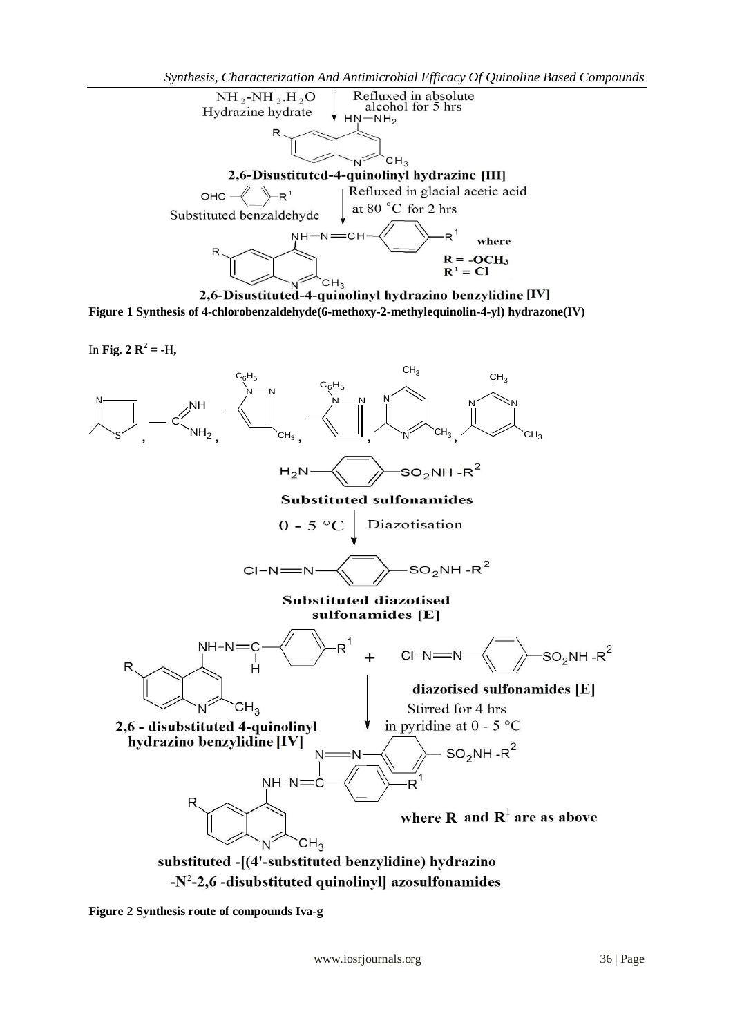$NH_2$-$NH_2$.$H_2O$ Hydrazine hydrate

Refluxed in absolute alcohol for 5 hrs

2,6-Disustituted-4-quinolinyl hydrazine [III]

OHC — R[1] Substituted benzaldehyde

Refluxed in glacial acetic acid at 80 °C for 2 hrs

where $R = -OCH_3$, $R^1 = Cl$

2,6-Disustituted-4-quinolinyl hydrazino benzylidine [IV]

**Figure 1 Synthesis of 4-chlorobenzaldehyde(6-methoxy-2-methylequinolin-4-yl) hydrazone(IV)**

In **Fig. 2** $R^2$ = -H,

Substituted sulfonamides

0 - 5 °C Diazotisation

Substituted diazotised sulfonamides [E]

2,6 - disubstituted 4-quinolinyl hydrazino benzylidine [IV]

diazotised sulfonamides [E]

Stirred for 4 hrs in pyridine at 0 - 5 °C

where R and $R^1$ are as above

substituted -[(4'-substituted benzylidine) hydrazino -$N^2$-2,6 -disubstituted quinolinyl] azosulfonamides

**Figure 2 Synthesis route of compounds Iva-g**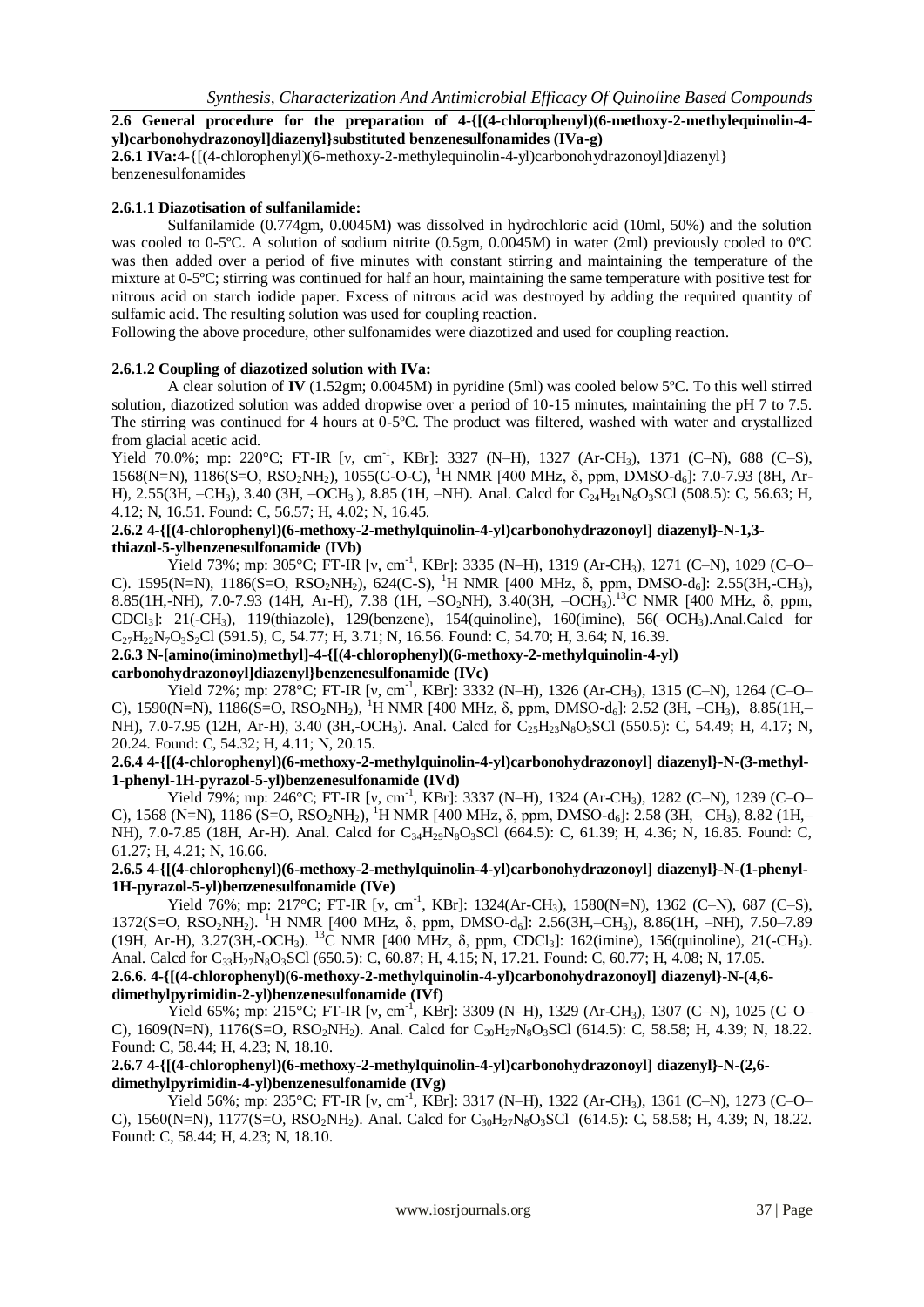**2.6 General procedure for the preparation of 4-{[(4-chlorophenyl)(6-methoxy-2-methylequinolin-4-yl)carbonohydrazonoyl]diazenyl}substituted benzenesulfonamides (IVa-g)**

**2.6.1 IVa:** 4-{[(4-chlorophenyl)(6-methoxy-2-methylequinolin-4-yl)carbonohydrazonoyl]diazenyl} benzenesulfonamides

**2.6.1.1 Diazotisation of sulfanilamide:**

Sulfanilamide (0.774gm, 0.0045M) was dissolved in hydrochloric acid (10ml, 50%) and the solution was cooled to 0-5ºC. A solution of sodium nitrite (0.5gm, 0.0045M) in water (2ml) previously cooled to 0ºC was then added over a period of five minutes with constant stirring and maintaining the temperature of the mixture at 0-5ºC; stirring was continued for half an hour, maintaining the same temperature with positive test for nitrous acid on starch iodide paper. Excess of nitrous acid was destroyed by adding the required quantity of sulfamic acid. The resulting solution was used for coupling reaction.

Following the above procedure, other sulfonamides were diazotized and used for coupling reaction.

**2.6.1.2 Coupling of diazotized solution with IVa:**

A clear solution of **IV** (1.52gm; 0.0045M) in pyridine (5ml) was cooled below 5ºC. To this well stirred solution, diazotized solution was added dropwise over a period of 10-15 minutes, maintaining the pH 7 to 7.5. The stirring was continued for 4 hours at 0-5ºC. The product was filtered, washed with water and crystallized from glacial acetic acid.

Yield 70.0%; mp: 220°C; FT-IR [ν, $cm^{-1}$, KBr]: 3327 (N–H), 1327 (Ar-$CH_3$), 1371 (C–N), 688 (C–S), 1568(N=N), 1186(S=O, $RSO_2NH_2$), 1055(C-O-C), $^1H$ NMR [400 MHz, δ, ppm, DMSO-$d_6$]: 7.0-7.93 (8H, Ar-H), 2.55(3H, –$CH_3$), 3.40 (3H, –$OCH_3$ ), 8.85 (1H, –NH). Anal. Calcd for $C_{24}H_{21}N_6O_3SCl$ (508.5): C, 56.63; H, 4.12; N, 16.51. Found: C, 56.57; H, 4.02; N, 16.45.

**2.6.2 4-{[(4-chlorophenyl)(6-methoxy-2-methylquinolin-4-yl)carbonohydrazonoyl] diazenyl}-N-1,3-thiazol-5-ylbenzenesulfonamide (IVb)**

Yield 73%; mp: 305°C; FT-IR [ν, $cm^{-1}$, KBr]: 3335 (N–H), 1319 (Ar-$CH_3$), 1271 (C–N), 1029 (C–O–C). 1595(N=N), 1186(S=O, $RSO_2NH_2$), 624(C-S), $^1H$ NMR [400 MHz, δ, ppm, DMSO-$d_6$]: 2.55(3H,-$CH_3$), 8.85(1H,-NH), 7.0-7.93 (14H, Ar-H), 7.38 (1H, –$SO_2$NH), 3.40(3H, –$OCH_3$).$^{13}C$ NMR [400 MHz, δ, ppm, $CDCl_3$]: 21(-$CH_3$), 119(thiazole), 129(benzene), 154(quinoline), 160(imine), 56(–$OCH_3$).Anal.Calcd for $C_{27}H_{22}N_7O_3S_2Cl$ (591.5), C, 54.77; H, 3.71; N, 16.56. Found: C, 54.70; H, 3.64; N, 16.39.

**2.6.3 N-[amino(imino)methyl]-4-{[(4-chlorophenyl)(6-methoxy-2-methylquinolin-4-yl) carbonohydrazonoyl]diazenyl}benzenesulfonamide (IVc)**

Yield 72%; mp: 278°C; FT-IR [ν, $cm^{-1}$, KBr]: 3332 (N–H), 1326 (Ar-$CH_3$), 1315 (C–N), 1264 (C–O–C), 1590(N=N), 1186(S=O, $RSO_2NH_2$), $^1H$ NMR [400 MHz, δ, ppm, DMSO-$d_6$]: 2.52 (3H, –$CH_3$), 8.85(1H,–NH), 7.0-7.95 (12H, Ar-H), 3.40 (3H,-$OCH_3$). Anal. Calcd for $C_{25}H_{23}N_8O_3SCl$ (550.5): C, 54.49; H, 4.17; N, 20.24. Found: C, 54.32; H, 4.11; N, 20.15.

**2.6.4 4-{[(4-chlorophenyl)(6-methoxy-2-methylquinolin-4-yl)carbonohydrazonoyl] diazenyl}-N-(3-methyl-1-phenyl-1H-pyrazol-5-yl)benzenesulfonamide (IVd)**

Yield 79%; mp: 246°C; FT-IR [ν, $cm^{-1}$, KBr]: 3337 (N–H), 1324 (Ar-$CH_3$), 1282 (C–N), 1239 (C–O–C), 1568 (N=N), 1186 (S=O, $RSO_2NH_2$), $^1H$ NMR [400 MHz, δ, ppm, DMSO-$d_6$]: 2.58 (3H, –$CH_3$), 8.82 (1H,–NH), 7.0-7.85 (18H, Ar-H). Anal. Calcd for $C_{34}H_{29}N_8O_3SCl$ (664.5): C, 61.39; H, 4.36; N, 16.85. Found: C, 61.27; H, 4.21; N, 16.66.

**2.6.5 4-{[(4-chlorophenyl)(6-methoxy-2-methylquinolin-4-yl)carbonohydrazonoyl] diazenyl}-N-(1-phenyl-1H-pyrazol-5-yl)benzenesulfonamide (IVe)**

Yield 76%; mp: 217°C; FT-IR [ν, $cm^{-1}$, KBr]: 1324(Ar-$CH_3$), 1580(N=N), 1362 (C–N), 687 (C–S), 1372(S=O, $RSO_2NH_2$). $^1H$ NMR [400 MHz, δ, ppm, DMSO-$d_6$]: 2.56(3H,–$CH_3$), 8.86(1H, –NH), 7.50–7.89 (19H, Ar-H), 3.27(3H,-$OCH_3$). $^{13}C$ NMR [400 MHz, δ, ppm, $CDCl_3$]: 162(imine), 156(quinoline), 21(-$CH_3$). Anal. Calcd for $C_{33}H_{27}N_8O_3SCl$ (650.5): C, 60.87; H, 4.15; N, 17.21. Found: C, 60.77; H, 4.08; N, 17.05.

**2.6.6. 4-{[(4-chlorophenyl)(6-methoxy-2-methylquinolin-4-yl)carbonohydrazonoyl] diazenyl}-N-(4,6-dimethylpyrimidin-2-yl)benzenesulfonamide (IVf)**

Yield 65%; mp: 215°C; FT-IR [ν, $cm^{-1}$, KBr]: 3309 (N–H), 1329 (Ar-$CH_3$), 1307 (C–N), 1025 (C–O–C), 1609(N=N), 1176(S=O, $RSO_2NH_2$). Anal. Calcd for $C_{30}H_{27}N_8O_3SCl$ (614.5): C, 58.58; H, 4.39; N, 18.22. Found: C, 58.44; H, 4.23; N, 18.10.

**2.6.7 4-{[(4-chlorophenyl)(6-methoxy-2-methylquinolin-4-yl)carbonohydrazonoyl] diazenyl}-N-(2,6-dimethylpyrimidin-4-yl)benzenesulfonamide (IVg)**

Yield 56%; mp: 235°C; FT-IR [ν, $cm^{-1}$, KBr]: 3317 (N–H), 1322 (Ar-$CH_3$), 1361 (C–N), 1273 (C–O–C), 1560(N=N), 1177(S=O, $RSO_2NH_2$). Anal. Calcd for $C_{30}H_{27}N_8O_3SCl$ (614.5): C, 58.58; H, 4.39; N, 18.22. Found: C, 58.44; H, 4.23; N, 18.10.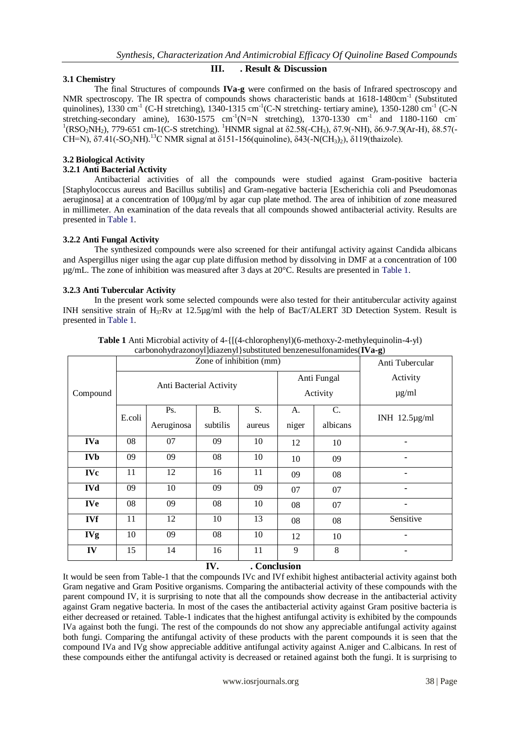## III. . Result & Discussion

### 3.1 Chemistry

The final Structures of compounds **IVa-g** were confirmed on the basis of Infrared spectroscopy and NMR spectroscopy. The IR spectra of compounds shows characteristic bands at 1618-1480cm$^{-1}$ (Substituted quinolines), 1330 cm$^{-1}$ (C-H stretching), 1340-1315 cm$^{-1}$(C-N stretching- tertiary amine), 1350-1280 cm$^{-1}$ (C-N stretching-secondary amine), 1630-1575 cm$^{-1}$(N=N stretching), 1370-1330 cm$^{-1}$ and 1180-1160 cm$^{-1}$($RSO_2NH_2$), 779-651 cm-1(C-S stretching). $^{1}$HNMR signal at δ2.58(-$CH_3$), δ7.9(-NH), δ6.9-7.9(Ar-H), δ8.57(-CH=N), δ7.41(-$SO_2$NH).$^{13}$C NMR signal at δ151-156(quinoline), δ43(-N($CH_3$)$_2$), δ119(thaizole).

### 3.2 Biological Activity

#### 3.2.1 Anti Bacterial Activity

Antibacterial activities of all the compounds were studied against Gram-positive bacteria [Staphylococcus aureus and Bacillus subtilis] and Gram-negative bacteria [Escherichia coli and Pseudomonas aeruginosa] at a concentration of 100µg/ml by agar cup plate method. The area of inhibition of zone measured in millimeter. An examination of the data reveals that all compounds showed antibacterial activity. Results are presented in Table 1.

#### 3.2.2 Anti Fungal Activity

The synthesized compounds were also screened for their antifungal activity against Candida albicans and Aspergillus niger using the agar cup plate diffusion method by dissolving in DMF at a concentration of 100 µg/mL. The zone of inhibition was measured after 3 days at 20°C. Results are presented in Table 1.

#### 3.2.3 Anti Tubercular Activity

In the present work some selected compounds were also tested for their antitubercular activity against INH sensitive strain of $H_{37}Rv$ at 12.5µg/ml with the help of BacT/ALERT 3D Detection System. Result is presented in Table 1.

**Table 1** Anti Microbial activity of 4-{[(4-chlorophenyl)(6-methoxy-2-methylequinolin-4-yl) carbonohydrazonoyl]diazenyl}substituted benzenesulfonamides(**IVa-g**)

| Compound | Zone of inhibition (mm) | | | | | | Anti Tubercular Activity µg/ml |
|---|---|---|---|---|---|---|---|
| | Anti Bacterial Activity | | | | Anti Fungal Activity | | |
| | E.coli | Ps. Aeruginosa | B. subtilis | S. aureus | A. niger | C. albicans | INH 12.5µg/ml |
| **IVa** | 08 | 07 | 09 | 10 | 12 | 10 | - |
| **IVb** | 09 | 09 | 08 | 10 | 10 | 09 | - |
| **IVc** | 11 | 12 | 16 | 11 | 09 | 08 | - |
| **IVd** | 09 | 10 | 09 | 09 | 07 | 07 | - |
| **IVe** | 08 | 09 | 08 | 10 | 08 | 07 | - |
| **IVf** | 11 | 12 | 10 | 13 | 08 | 08 | Sensitive |
| **IVg** | 10 | 09 | 08 | 10 | 12 | 10 | - |
| **IV** | 15 | 14 | 16 | 11 | 9 | 8 | - |

## IV. . Conclusion

It would be seen from Table-1 that the compounds IVc and IVf exhibit highest antibacterial activity against both Gram negative and Gram Positive organisms. Comparing the antibacterial activity of these compounds with the parent compound IV, it is surprising to note that all the compounds show decrease in the antibacterial activity against Gram negative bacteria. In most of the cases the antibacterial activity against Gram positive bacteria is either decreased or retained. Table-1 indicates that the highest antifungal activity is exhibited by the compounds IVa against both the fungi. The rest of the compounds do not show any appreciable antifungal activity against both fungi. Comparing the antifungal activity of these products with the parent compounds it is seen that the compound IVa and IVg show appreciable additive antifungal activity against A.niger and C.albicans. In rest of these compounds either the antifungal activity is decreased or retained against both the fungi. It is surprising to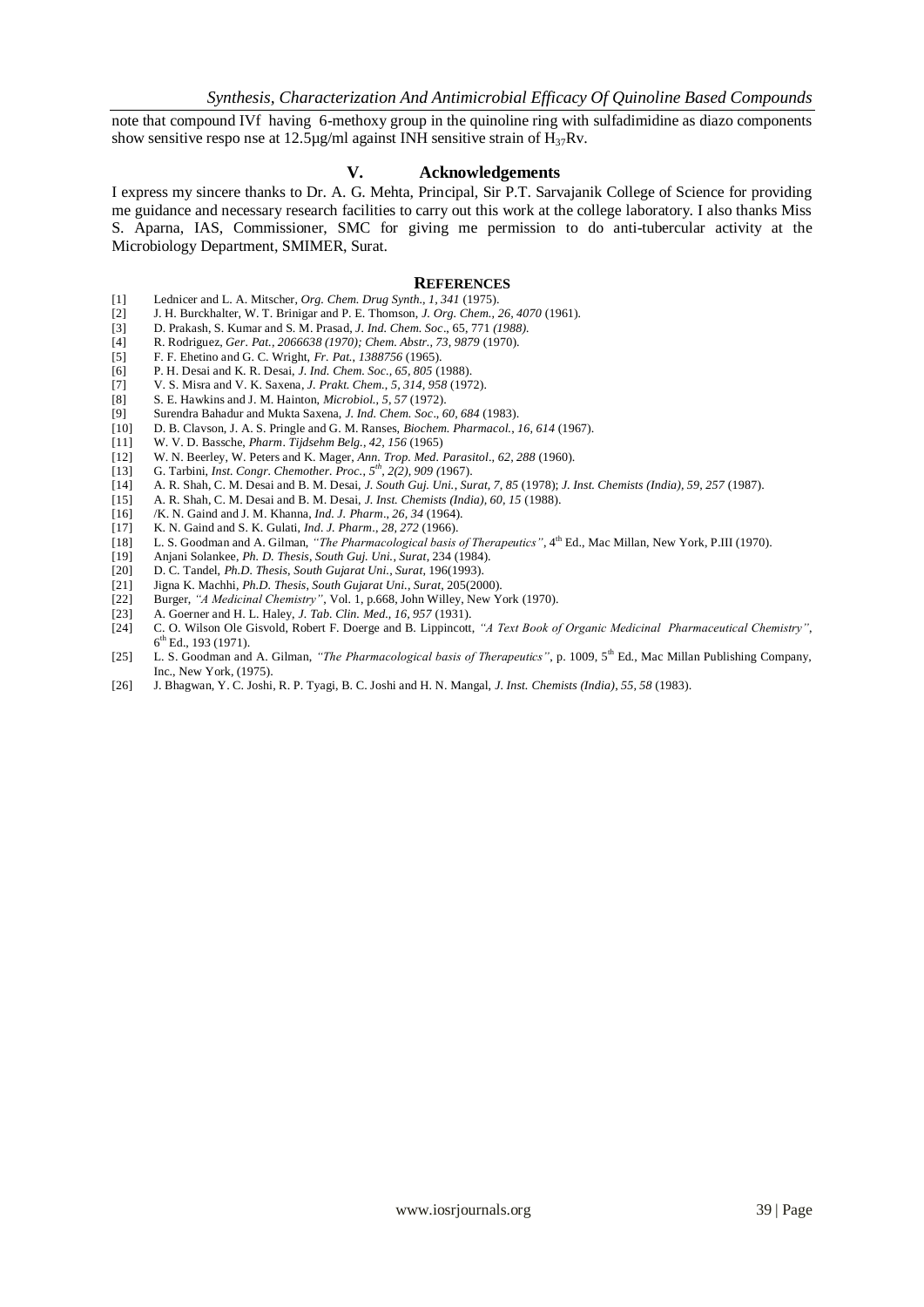note that compound IVf having 6-methoxy group in the quinoline ring with sulfadimidine as diazo components show sensitive respo nse at 12.5µg/ml against INH sensitive strain of $H_{37}Rv$.

## V. Acknowledgements

I express my sincere thanks to Dr. A. G. Mehta, Principal, Sir P.T. Sarvajanik College of Science for providing me guidance and necessary research facilities to carry out this work at the college laboratory. I also thanks Miss S. Aparna, IAS, Commissioner, SMC for giving me permission to do anti-tubercular activity at the Microbiology Department, SMIMER, Surat.

## REFERENCES

[1] Lednicer and L. A. Mitscher, *Org. Chem. Drug Synth., 1, 341* (1975).
[2] J. H. Burckhalter, W. T. Brinigar and P. E. Thomson, *J. Org. Chem., 26, 4070* (1961).
[3] D. Prakash, S. Kumar and S. M. Prasad, *J. Ind. Chem. Soc*., 65, 771 *(1988).*
[4] R. Rodriguez, *Ger. Pat., 2066638 (1970); Chem. Abstr., 73, 9879* (1970).
[5] F. F. Ehetino and G. C. Wright, *Fr. Pat., 1388756* (1965).
[6] P. H. Desai and K. R. Desai, *J. Ind. Chem. Soc., 65, 805* (1988).
[7] V. S. Misra and V. K. Saxena, *J. Prakt. Chem., 5, 314, 958* (1972).
[8] S. E. Hawkins and J. M. Hainton, *Microbiol., 5, 57* (1972).
[9] Surendra Bahadur and Mukta Saxena, *J. Ind. Chem. Soc*., *60, 684* (1983).
[10] D. B. Clavson, J. A. S. Pringle and G. M. Ranses, *Biochem. Pharmacol., 16, 614* (1967).
[11] W. V. D. Bassche, *Pharm. Tijdsehm Belg., 42, 156* (1965)
[12] W. N. Beerley, W. Peters and K. Mager, *Ann. Trop. Med. Parasitol., 62, 288* (1960).
[13] G. Tarbini, *Inst. Congr. Chemother. Proc., 5th, 2(2), 909 (*1967).
[14] A. R. Shah, C. M. Desai and B. M. Desai, *J. South Guj. Uni., Surat, 7, 85* (1978); *J. Inst. Chemists (India), 59, 257* (1987).
[15] A. R. Shah, C. M. Desai and B. M. Desai, *J. Inst. Chemists (India), 60, 15* (1988).
[16] /K. N. Gaind and J. M. Khanna, *Ind. J. Pharm*., *26, 34* (1964).
[17] K. N. Gaind and S. K. Gulati, *Ind. J. Pharm*., *28, 272* (1966).
[18] L. S. Goodman and A. Gilman, *"The Pharmacological basis of Therapeutics"*, 4th Ed., Mac Millan, New York, P.III (1970).
[19] Anjani Solankee, *Ph. D. Thesis, South Guj. Uni., Surat*, 234 (1984).
[20] D. C. Tandel, *Ph.D. Thesis, South Gujarat Uni., Surat*, 196(1993).
[21] Jigna K. Machhi, *Ph.D. Thesis, South Gujarat Uni., Surat*, 205(2000).
[22] Burger, *"A Medicinal Chemistry"*, Vol. 1, p.668, John Willey, New York (1970).
[23] A. Goerner and H. L. Haley, *J. Tab. Clin. Med., 16, 957* (1931).
[24] C. O. Wilson Ole Gisvold, Robert F. Doerge and B. Lippincott, *"A Text Book of Organic Medicinal Pharmaceutical Chemistry"*, 6th Ed., 193 (1971).
[25] L. S. Goodman and A. Gilman, *"The Pharmacological basis of Therapeutics"*, p. 1009, 5th Ed., Mac Millan Publishing Company, Inc., New York, (1975).
[26] J. Bhagwan, Y. C. Joshi, R. P. Tyagi, B. C. Joshi and H. N. Mangal, *J. Inst. Chemists (India), 55, 58* (1983).